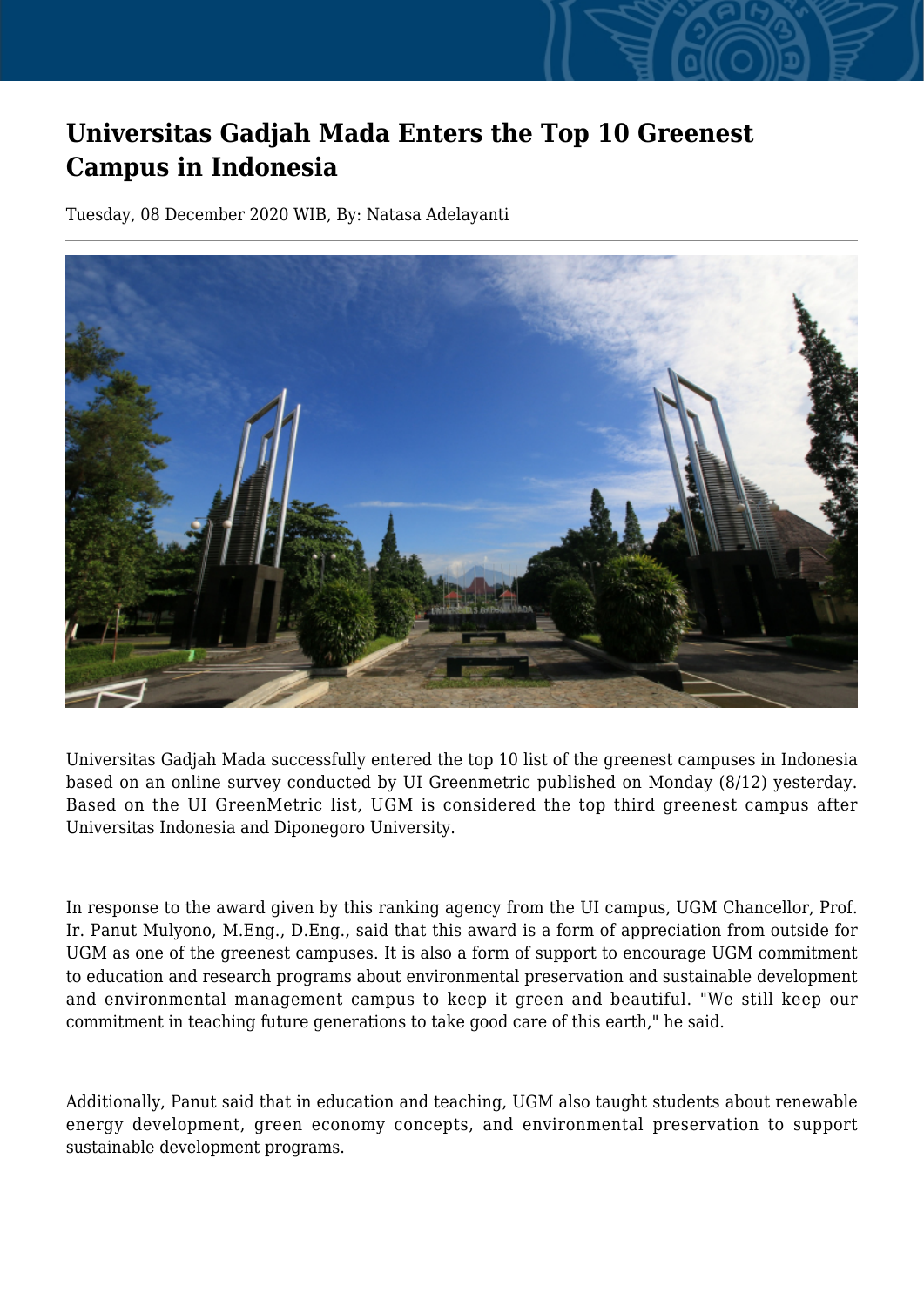# Universitas Gadjah Mada Enters the Top 10 Greenest Campus in Indonesia

Tuesday, 08 December 2020 WIB, By: Natasa Adelayanti

Universitas Gadjah Mada successfully entered the top 10 list of the greenest campuses in Indonesia based on an online survey conducted by UI Greenmetric published on Monday (8/12) yesterday. Based on the UI GreenMetric list, UGM is considered the top third greenest campus after Universitas Indonesia and Diponegoro University.

In response to the award given by this ranking agency from the UI campus, UGM Chancellor, Prof. Ir. Panut Mulyono, M.Eng., D.Eng., said that this award is a form of appreciation from outside for UGM as one of the greenest campuses. It is also a form of support to encourage UGM commitment to education and research programs about environmental preservation and sustainable development and environmental management campus to keep it green and beautiful. "We still keep our commitment in teaching future generations to take good care of this earth," he said.

Additionally, Panut said that in education and teaching, UGM also taught students about renewable energy development, green economy concepts, and environmental preservation to support sustainable development programs.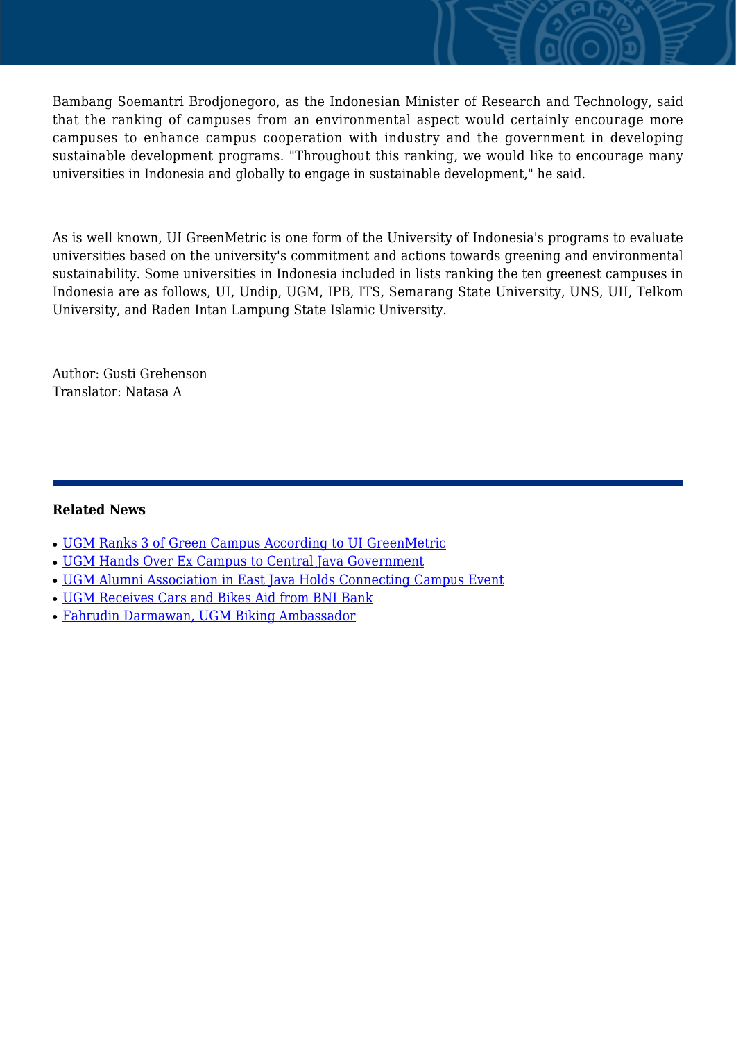Bambang Soemantri Brodjonegoro, as the Indonesian Minister of Research and Technology, said that the ranking of campuses from an environmental aspect would certainly encourage more campuses to enhance campus cooperation with industry and the government in developing sustainable development programs. "Throughout this ranking, we would like to encourage many universities in Indonesia and globally to engage in sustainable development," he said.

As is well known, UI GreenMetric is one form of the University of Indonesia's programs to evaluate universities based on the university's commitment and actions towards greening and environmental sustainability. Some universities in Indonesia included in lists ranking the ten greenest campuses in Indonesia are as follows, UI, Undip, UGM, IPB, ITS, Semarang State University, UNS, UII, Telkom University, and Raden Intan Lampung State Islamic University.

Author: Gusti Grehenson
Translator: Natasa A

---

**Related News**

- UGM Ranks 3 of Green Campus According to UI GreenMetric
- UGM Hands Over Ex Campus to Central Java Government
- UGM Alumni Association in East Java Holds Connecting Campus Event
- UGM Receives Cars and Bikes Aid from BNI Bank
- Fahrudin Darmawan, UGM Biking Ambassador